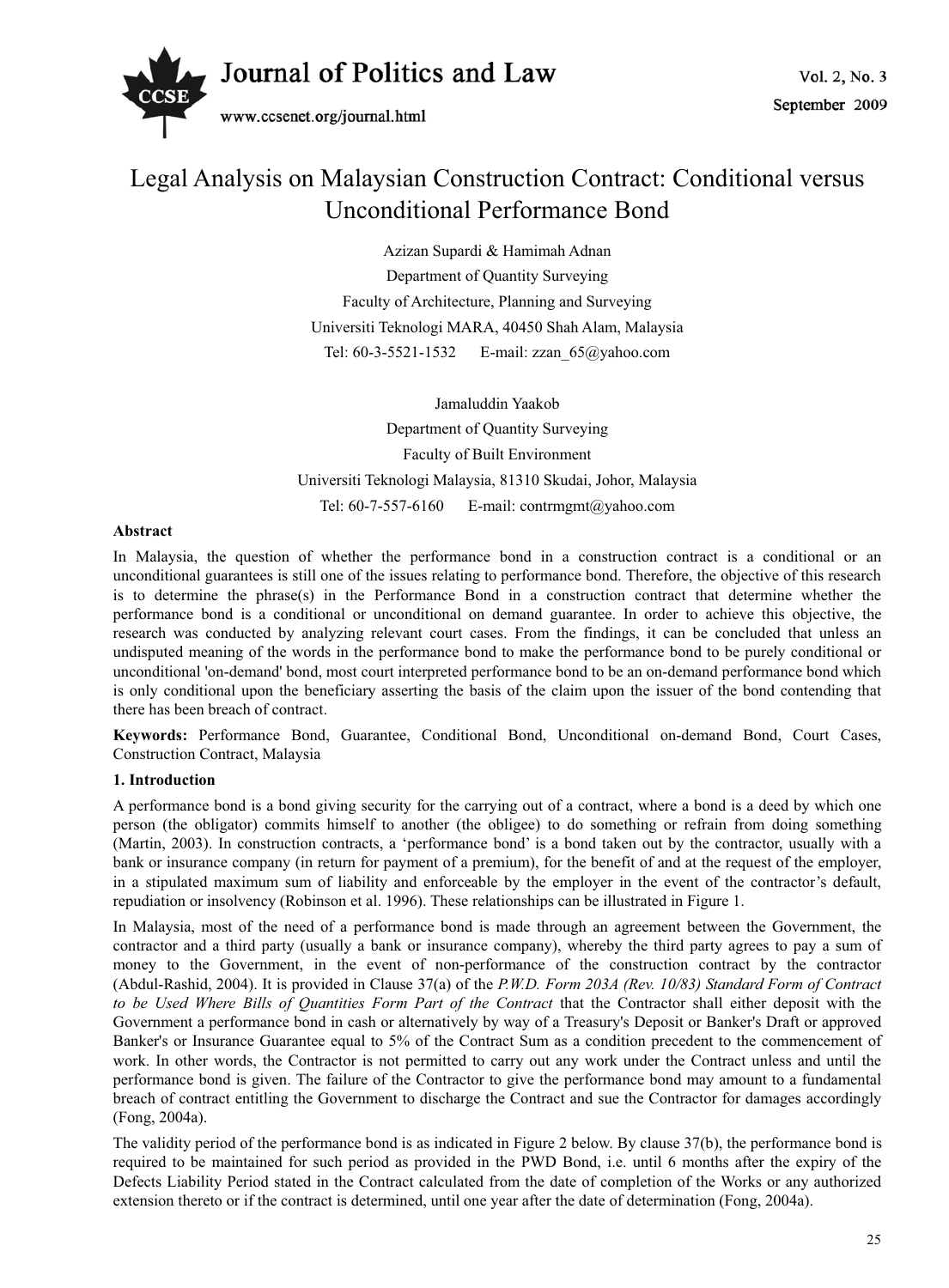# Legal Analysis on Malaysian Construction Contract: Conditional versus Unconditional Performance Bond

Azizan Supardi & Hamimah Adnan

Department of Quantity Surveying

Faculty of Architecture, Planning and Surveying

Universiti Teknologi MARA, 40450 Shah Alam, Malaysia

Tel: 60-3-5521-1532 E-mail: zzan_65@yahoo.com

Jamaluddin Yaakob

Department of Quantity Surveying

Faculty of Built Environment

Universiti Teknologi Malaysia, 81310 Skudai, Johor, Malaysia

Tel: 60-7-557-6160 E-mail: contrmgmt@yahoo.com

**Abstract**

In Malaysia, the question of whether the performance bond in a construction contract is a conditional or an unconditional guarantees is still one of the issues relating to performance bond. Therefore, the objective of this research is to determine the phrase(s) in the Performance Bond in a construction contract that determine whether the performance bond is a conditional or unconditional on demand guarantee. In order to achieve this objective, the research was conducted by analyzing relevant court cases. From the findings, it can be concluded that unless an undisputed meaning of the words in the performance bond to make the performance bond to be purely conditional or unconditional 'on-demand' bond, most court interpreted performance bond to be an on-demand performance bond which is only conditional upon the beneficiary asserting the basis of the claim upon the issuer of the bond contending that there has been breach of contract.

**Keywords:** Performance Bond, Guarantee, Conditional Bond, Unconditional on-demand Bond, Court Cases, Construction Contract, Malaysia

## 1. Introduction

A performance bond is a bond giving security for the carrying out of a contract, where a bond is a deed by which one person (the obligator) commits himself to another (the obligee) to do something or refrain from doing something (Martin, 2003). In construction contracts, a 'performance bond' is a bond taken out by the contractor, usually with a bank or insurance company (in return for payment of a premium), for the benefit of and at the request of the employer, in a stipulated maximum sum of liability and enforceable by the employer in the event of the contractor's default, repudiation or insolvency (Robinson et al. 1996). These relationships can be illustrated in Figure 1.

In Malaysia, most of the need of a performance bond is made through an agreement between the Government, the contractor and a third party (usually a bank or insurance company), whereby the third party agrees to pay a sum of money to the Government, in the event of non-performance of the construction contract by the contractor (Abdul-Rashid, 2004). It is provided in Clause 37(a) of the *P.W.D. Form 203A (Rev. 10/83) Standard Form of Contract to be Used Where Bills of Quantities Form Part of the Contract* that the Contractor shall either deposit with the Government a performance bond in cash or alternatively by way of a Treasury's Deposit or Banker's Draft or approved Banker's or Insurance Guarantee equal to 5% of the Contract Sum as a condition precedent to the commencement of work. In other words, the Contractor is not permitted to carry out any work under the Contract unless and until the performance bond is given. The failure of the Contractor to give the performance bond may amount to a fundamental breach of contract entitling the Government to discharge the Contract and sue the Contractor for damages accordingly (Fong, 2004a).

The validity period of the performance bond is as indicated in Figure 2 below. By clause 37(b), the performance bond is required to be maintained for such period as provided in the PWD Bond, i.e. until 6 months after the expiry of the Defects Liability Period stated in the Contract calculated from the date of completion of the Works or any authorized extension thereto or if the contract is determined, until one year after the date of determination (Fong, 2004a).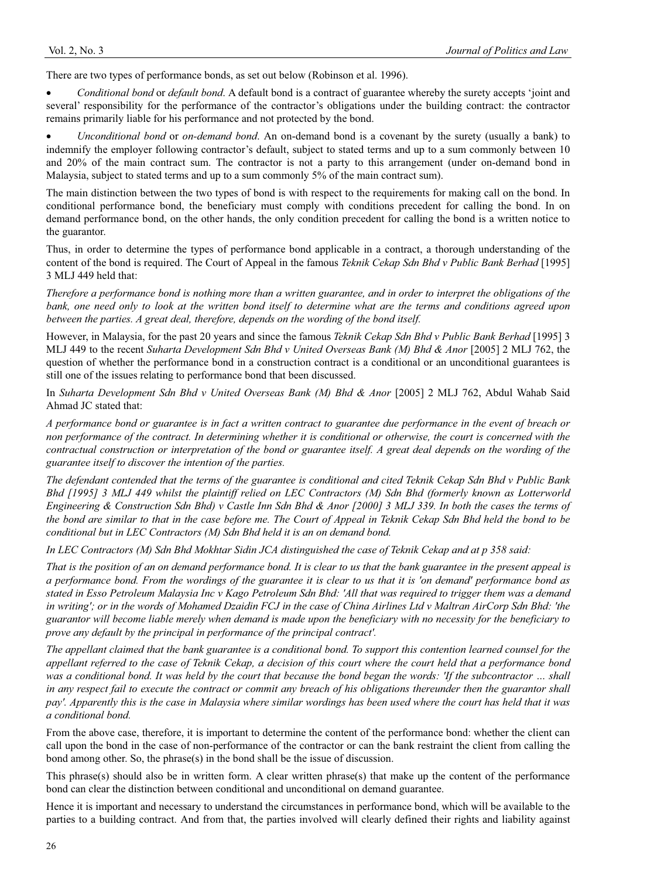There are two types of performance bonds, as set out below (Robinson et al. 1996).

- *Conditional bond* or *default bond*. A default bond is a contract of guarantee whereby the surety accepts 'joint and several' responsibility for the performance of the contractor's obligations under the building contract: the contractor remains primarily liable for his performance and not protected by the bond.
- *Unconditional bond* or *on-demand bond*. An on-demand bond is a covenant by the surety (usually a bank) to indemnify the employer following contractor's default, subject to stated terms and up to a sum commonly between 10 and 20% of the main contract sum. The contractor is not a party to this arrangement (under on-demand bond in Malaysia, subject to stated terms and up to a sum commonly 5% of the main contract sum).

The main distinction between the two types of bond is with respect to the requirements for making call on the bond. In conditional performance bond, the beneficiary must comply with conditions precedent for calling the bond. In on demand performance bond, on the other hands, the only condition precedent for calling the bond is a written notice to the guarantor.

Thus, in order to determine the types of performance bond applicable in a contract, a thorough understanding of the content of the bond is required. The Court of Appeal in the famous *Teknik Cekap Sdn Bhd v Public Bank Berhad* [1995] 3 MLJ 449 held that:

*Therefore a performance bond is nothing more than a written guarantee, and in order to interpret the obligations of the bank, one need only to look at the written bond itself to determine what are the terms and conditions agreed upon between the parties. A great deal, therefore, depends on the wording of the bond itself.*

However, in Malaysia, for the past 20 years and since the famous *Teknik Cekap Sdn Bhd v Public Bank Berhad* [1995] 3 MLJ 449 to the recent *Suharta Development Sdn Bhd v United Overseas Bank (M) Bhd & Anor* [2005] 2 MLJ 762, the question of whether the performance bond in a construction contract is a conditional or an unconditional guarantees is still one of the issues relating to performance bond that been discussed.

In *Suharta Development Sdn Bhd v United Overseas Bank (M) Bhd & Anor* [2005] 2 MLJ 762, Abdul Wahab Said Ahmad JC stated that:

*A performance bond or guarantee is in fact a written contract to guarantee due performance in the event of breach or non performance of the contract. In determining whether it is conditional or otherwise, the court is concerned with the contractual construction or interpretation of the bond or guarantee itself. A great deal depends on the wording of the guarantee itself to discover the intention of the parties.*

*The defendant contended that the terms of the guarantee is conditional and cited Teknik Cekap Sdn Bhd v Public Bank Bhd [1995] 3 MLJ 449 whilst the plaintiff relied on LEC Contractors (M) Sdn Bhd (formerly known as Lotterworld Engineering & Construction Sdn Bhd) v Castle Inn Sdn Bhd & Anor [2000] 3 MLJ 339. In both the cases the terms of the bond are similar to that in the case before me. The Court of Appeal in Teknik Cekap Sdn Bhd held the bond to be conditional but in LEC Contractors (M) Sdn Bhd held it is an on demand bond.*

*In LEC Contractors (M) Sdn Bhd Mokhtar Sidin JCA distinguished the case of Teknik Cekap and at p 358 said:*

*That is the position of an on demand performance bond. It is clear to us that the bank guarantee in the present appeal is a performance bond. From the wordings of the guarantee it is clear to us that it is 'on demand' performance bond as stated in Esso Petroleum Malaysia Inc v Kago Petroleum Sdn Bhd: 'All that was required to trigger them was a demand in writing'; or in the words of Mohamed Dzaidin FCJ in the case of China Airlines Ltd v Maltran AirCorp Sdn Bhd: 'the guarantor will become liable merely when demand is made upon the beneficiary with no necessity for the beneficiary to prove any default by the principal in performance of the principal contract'.*

*The appellant claimed that the bank guarantee is a conditional bond. To support this contention learned counsel for the appellant referred to the case of Teknik Cekap, a decision of this court where the court held that a performance bond was a conditional bond. It was held by the court that because the bond began the words: 'If the subcontractor … shall in any respect fail to execute the contract or commit any breach of his obligations thereunder then the guarantor shall pay'. Apparently this is the case in Malaysia where similar wordings has been used where the court has held that it was a conditional bond.*

From the above case, therefore, it is important to determine the content of the performance bond: whether the client can call upon the bond in the case of non-performance of the contractor or can the bank restraint the client from calling the bond among other. So, the phrase(s) in the bond shall be the issue of discussion.

This phrase(s) should also be in written form. A clear written phrase(s) that make up the content of the performance bond can clear the distinction between conditional and unconditional on demand guarantee.

Hence it is important and necessary to understand the circumstances in performance bond, which will be available to the parties to a building contract. And from that, the parties involved will clearly defined their rights and liability against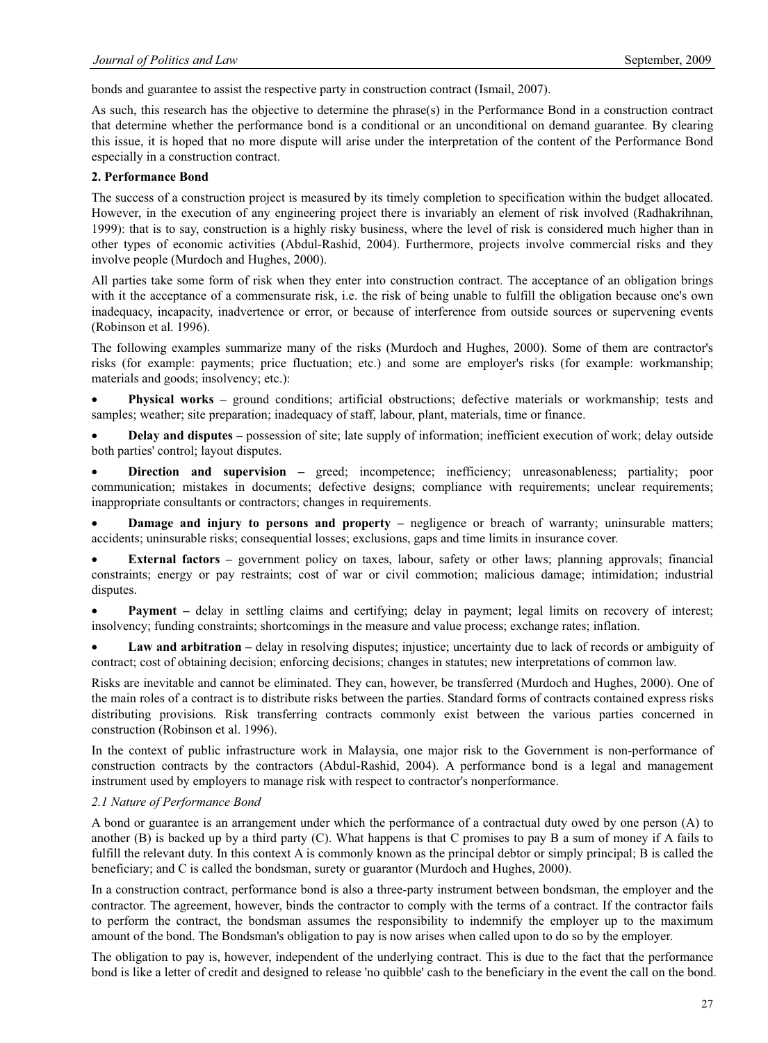bonds and guarantee to assist the respective party in construction contract (Ismail, 2007).

As such, this research has the objective to determine the phrase(s) in the Performance Bond in a construction contract that determine whether the performance bond is a conditional or an unconditional on demand guarantee. By clearing this issue, it is hoped that no more dispute will arise under the interpretation of the content of the Performance Bond especially in a construction contract.

## 2. Performance Bond

The success of a construction project is measured by its timely completion to specification within the budget allocated. However, in the execution of any engineering project there is invariably an element of risk involved (Radhakrihnan, 1999): that is to say, construction is a highly risky business, where the level of risk is considered much higher than in other types of economic activities (Abdul-Rashid, 2004). Furthermore, projects involve commercial risks and they involve people (Murdoch and Hughes, 2000).

All parties take some form of risk when they enter into construction contract. The acceptance of an obligation brings with it the acceptance of a commensurate risk, i.e. the risk of being unable to fulfill the obligation because one's own inadequacy, incapacity, inadvertence or error, or because of interference from outside sources or supervening events (Robinson et al. 1996).

The following examples summarize many of the risks (Murdoch and Hughes, 2000). Some of them are contractor's risks (for example: payments; price fluctuation; etc.) and some are employer's risks (for example: workmanship; materials and goods; insolvency; etc.):

- **Physical works –** ground conditions; artificial obstructions; defective materials or workmanship; tests and samples; weather; site preparation; inadequacy of staff, labour, plant, materials, time or finance.
- **Delay and disputes –** possession of site; late supply of information; inefficient execution of work; delay outside both parties' control; layout disputes.
- **Direction and supervision –** greed; incompetence; inefficiency; unreasonableness; partiality; poor communication; mistakes in documents; defective designs; compliance with requirements; unclear requirements; inappropriate consultants or contractors; changes in requirements.
- **Damage and injury to persons and property –** negligence or breach of warranty; uninsurable matters; accidents; uninsurable risks; consequential losses; exclusions, gaps and time limits in insurance cover.
- **External factors –** government policy on taxes, labour, safety or other laws; planning approvals; financial constraints; energy or pay restraints; cost of war or civil commotion; malicious damage; intimidation; industrial disputes.
- **Payment –** delay in settling claims and certifying; delay in payment; legal limits on recovery of interest; insolvency; funding constraints; shortcomings in the measure and value process; exchange rates; inflation.
- **Law and arbitration –** delay in resolving disputes; injustice; uncertainty due to lack of records or ambiguity of contract; cost of obtaining decision; enforcing decisions; changes in statutes; new interpretations of common law.

Risks are inevitable and cannot be eliminated. They can, however, be transferred (Murdoch and Hughes, 2000). One of the main roles of a contract is to distribute risks between the parties. Standard forms of contracts contained express risks distributing provisions. Risk transferring contracts commonly exist between the various parties concerned in construction (Robinson et al. 1996).

In the context of public infrastructure work in Malaysia, one major risk to the Government is non-performance of construction contracts by the contractors (Abdul-Rashid, 2004). A performance bond is a legal and management instrument used by employers to manage risk with respect to contractor's nonperformance.

### *2.1 Nature of Performance Bond*

A bond or guarantee is an arrangement under which the performance of a contractual duty owed by one person (A) to another (B) is backed up by a third party (C). What happens is that C promises to pay B a sum of money if A fails to fulfill the relevant duty. In this context A is commonly known as the principal debtor or simply principal; B is called the beneficiary; and C is called the bondsman, surety or guarantor (Murdoch and Hughes, 2000).

In a construction contract, performance bond is also a three-party instrument between bondsman, the employer and the contractor. The agreement, however, binds the contractor to comply with the terms of a contract. If the contractor fails to perform the contract, the bondsman assumes the responsibility to indemnify the employer up to the maximum amount of the bond. The Bondsman's obligation to pay is now arises when called upon to do so by the employer.

The obligation to pay is, however, independent of the underlying contract. This is due to the fact that the performance bond is like a letter of credit and designed to release 'no quibble' cash to the beneficiary in the event the call on the bond.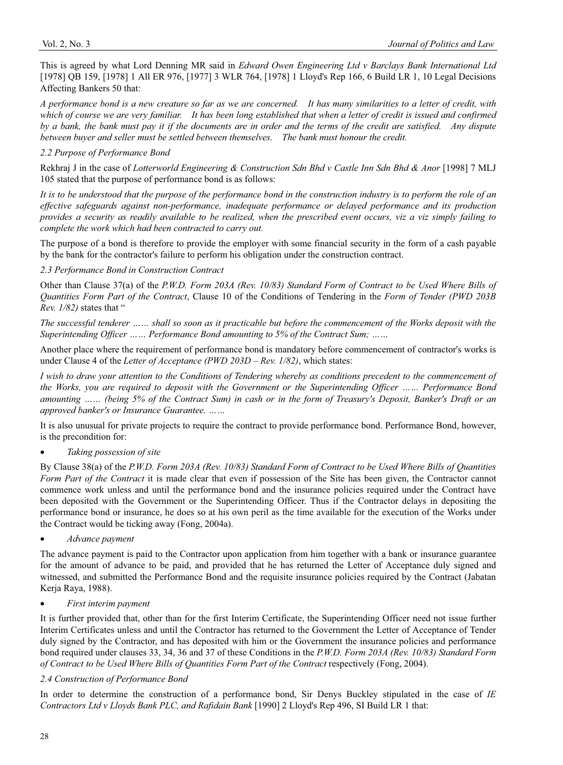This is agreed by what Lord Denning MR said in *Edward Owen Engineering Ltd v Barclays Bank International Ltd* [1978] QB 159, [1978] 1 All ER 976, [1977] 3 WLR 764, [1978] 1 Lloyd's Rep 166, 6 Build LR 1, 10 Legal Decisions Affecting Bankers 50 that:

*A performance bond is a new creature so far as we are concerned. It has many similarities to a letter of credit, with which of course we are very familiar. It has been long established that when a letter of credit is issued and confirmed by a bank, the bank must pay it if the documents are in order and the terms of the credit are satisfied. Any dispute between buyer and seller must be settled between themselves. The bank must honour the credit.*

### 2.2 Purpose of Performance Bond

Rekhraj J in the case of *Lotterworld Engineering & Construction Sdn Bhd v Castle Inn Sdn Bhd & Anor* [1998] 7 MLJ 105 stated that the purpose of performance bond is as follows:

*It is to be understood that the purpose of the performance bond in the construction industry is to perform the role of an effective safeguards against non-performance, inadequate performance or delayed performance and its production provides a security as readily available to be realized, when the prescribed event occurs, viz a viz simply failing to complete the work which had been contracted to carry out.*

The purpose of a bond is therefore to provide the employer with some financial security in the form of a cash payable by the bank for the contractor's failure to perform his obligation under the construction contract.

### 2.3 Performance Bond in Construction Contract

Other than Clause 37(a) of the *P.W.D. Form 203A (Rev. 10/83) Standard Form of Contract to be Used Where Bills of Quantities Form Part of the Contract*, Clause 10 of the Conditions of Tendering in the *Form of Tender (PWD 203B Rev. 1/82)* states that "

*The successful tenderer …… shall so soon as it practicable but before the commencement of the Works deposit with the Superintending Officer …… Performance Bond amounting to 5% of the Contract Sum; ……*

Another place where the requirement of performance bond is mandatory before commencement of contractor's works is under Clause 4 of the *Letter of Acceptance (PWD 203D – Rev. 1/82)*, which states:

*I wish to draw your attention to the Conditions of Tendering whereby as conditions precedent to the commencement of the Works, you are required to deposit with the Government or the Superintending Officer …… Performance Bond amounting …… (being 5% of the Contract Sum) in cash or in the form of Treasury's Deposit, Banker's Draft or an approved banker's or Insurance Guarantee. ……*

It is also unusual for private projects to require the contract to provide performance bond. Performance Bond, however, is the precondition for:

- *Taking possession of site*

By Clause 38(a) of the *P.W.D. Form 203A (Rev. 10/83) Standard Form of Contract to be Used Where Bills of Quantities Form Part of the Contract* it is made clear that even if possession of the Site has been given, the Contractor cannot commence work unless and until the performance bond and the insurance policies required under the Contract have been deposited with the Government or the Superintending Officer. Thus if the Contractor delays in depositing the performance bond or insurance, he does so at his own peril as the time available for the execution of the Works under the Contract would be ticking away (Fong, 2004a).

- *Advance payment*

The advance payment is paid to the Contractor upon application from him together with a bank or insurance guarantee for the amount of advance to be paid, and provided that he has returned the Letter of Acceptance duly signed and witnessed, and submitted the Performance Bond and the requisite insurance policies required by the Contract (Jabatan Kerja Raya, 1988).

- *First interim payment*

It is further provided that, other than for the first Interim Certificate, the Superintending Officer need not issue further Interim Certificates unless and until the Contractor has returned to the Government the Letter of Acceptance of Tender duly signed by the Contractor, and has deposited with him or the Government the insurance policies and performance bond required under clauses 33, 34, 36 and 37 of these Conditions in the *P.W.D. Form 203A (Rev. 10/83) Standard Form of Contract to be Used Where Bills of Quantities Form Part of the Contract* respectively (Fong, 2004).

### 2.4 Construction of Performance Bond

In order to determine the construction of a performance bond, Sir Denys Buckley stipulated in the case of *IE Contractors Ltd v Lloyds Bank PLC, and Rafidain Bank* [1990] 2 Lloyd's Rep 496, SI Build LR 1 that: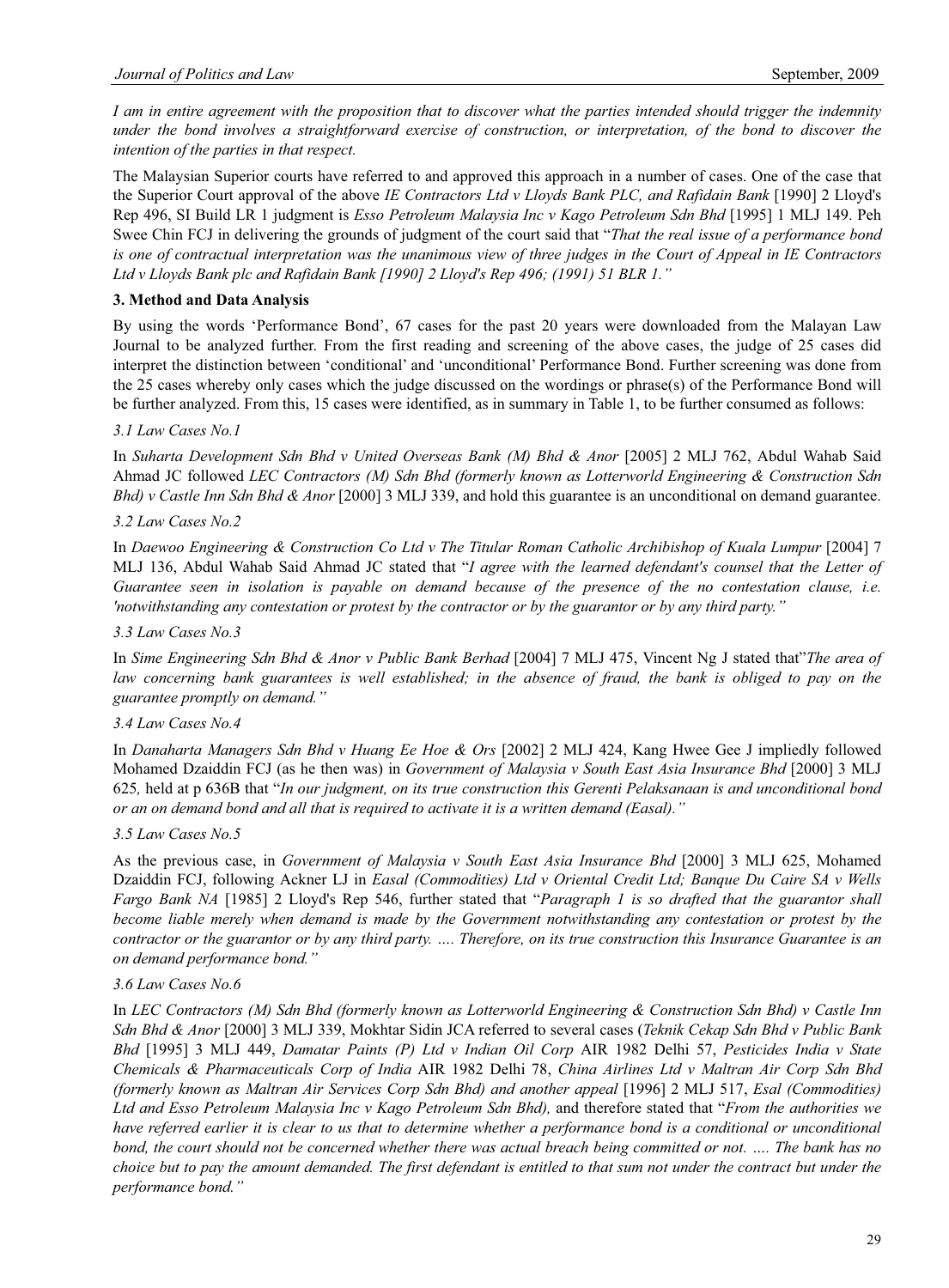*I am in entire agreement with the proposition that to discover what the parties intended should trigger the indemnity under the bond involves a straightforward exercise of construction, or interpretation, of the bond to discover the intention of the parties in that respect.*

The Malaysian Superior courts have referred to and approved this approach in a number of cases. One of the case that the Superior Court approval of the above *IE Contractors Ltd v Lloyds Bank PLC, and Rafidain Bank* [1990] 2 Lloyd's Rep 496, SI Build LR 1 judgment is *Esso Petroleum Malaysia Inc v Kago Petroleum Sdn Bhd* [1995] 1 MLJ 149. Peh Swee Chin FCJ in delivering the grounds of judgment of the court said that "*That the real issue of a performance bond is one of contractual interpretation was the unanimous view of three judges in the Court of Appeal in IE Contractors Ltd v Lloyds Bank plc and Rafidain Bank [1990] 2 Lloyd's Rep 496; (1991) 51 BLR 1.*"

**3. Method and Data Analysis**

By using the words 'Performance Bond', 67 cases for the past 20 years were downloaded from the Malayan Law Journal to be analyzed further. From the first reading and screening of the above cases, the judge of 25 cases did interpret the distinction between 'conditional' and 'unconditional' Performance Bond. Further screening was done from the 25 cases whereby only cases which the judge discussed on the wordings or phrase(s) of the Performance Bond will be further analyzed. From this, 15 cases were identified, as in summary in Table 1, to be further consumed as follows:

*3.1 Law Cases No.1*

In *Suharta Development Sdn Bhd v United Overseas Bank (M) Bhd & Anor* [2005] 2 MLJ 762, Abdul Wahab Said Ahmad JC followed *LEC Contractors (M) Sdn Bhd (formerly known as Lotterworld Engineering & Construction Sdn Bhd) v Castle Inn Sdn Bhd & Anor* [2000] 3 MLJ 339, and hold this guarantee is an unconditional on demand guarantee.

*3.2 Law Cases No.2*

In *Daewoo Engineering & Construction Co Ltd v The Titular Roman Catholic Archibishop of Kuala Lumpur* [2004] 7 MLJ 136, Abdul Wahab Said Ahmad JC stated that "*I agree with the learned defendant's counsel that the Letter of Guarantee seen in isolation is payable on demand because of the presence of the no contestation clause, i.e. 'notwithstanding any contestation or protest by the contractor or by the guarantor or by any third party.*"

*3.3 Law Cases No.3*

In *Sime Engineering Sdn Bhd & Anor v Public Bank Berhad* [2004] 7 MLJ 475, Vincent Ng J stated that"*The area of law concerning bank guarantees is well established; in the absence of fraud, the bank is obliged to pay on the guarantee promptly on demand.*"

*3.4 Law Cases No.4*

In *Danaharta Managers Sdn Bhd v Huang Ee Hoe & Ors* [2002] 2 MLJ 424, Kang Hwee Gee J impliedly followed Mohamed Dzaiddin FCJ (as he then was) in *Government of Malaysia v South East Asia Insurance Bhd* [2000] 3 MLJ 625*,* held at p 636B that "*In our judgment, on its true construction this Gerenti Pelaksanaan is and unconditional bond or an on demand bond and all that is required to activate it is a written demand (Easal).*"

*3.5 Law Cases No.5*

As the previous case, in *Government of Malaysia v South East Asia Insurance Bhd* [2000] 3 MLJ 625, Mohamed Dzaiddin FCJ, following Ackner LJ in *Easal (Commodities) Ltd v Oriental Credit Ltd; Banque Du Caire SA v Wells Fargo Bank NA* [1985] 2 Lloyd's Rep 546, further stated that "*Paragraph 1 is so drafted that the guarantor shall become liable merely when demand is made by the Government notwithstanding any contestation or protest by the contractor or the guarantor or by any third party. …. Therefore, on its true construction this Insurance Guarantee is an on demand performance bond.*"

*3.6 Law Cases No.6*

In *LEC Contractors (M) Sdn Bhd (formerly known as Lotterworld Engineering & Construction Sdn Bhd) v Castle Inn Sdn Bhd & Anor* [2000] 3 MLJ 339, Mokhtar Sidin JCA referred to several cases (*Teknik Cekap Sdn Bhd v Public Bank Bhd* [1995] 3 MLJ 449, *Damatar Paints (P) Ltd v Indian Oil Corp* AIR 1982 Delhi 57, *Pesticides India v State Chemicals & Pharmaceuticals Corp of India* AIR 1982 Delhi 78, *China Airlines Ltd v Maltran Air Corp Sdn Bhd (formerly known as Maltran Air Services Corp Sdn Bhd) and another appeal* [1996] 2 MLJ 517, *Esal (Commodities) Ltd and Esso Petroleum Malaysia Inc v Kago Petroleum Sdn Bhd),* and therefore stated that "*From the authorities we have referred earlier it is clear to us that to determine whether a performance bond is a conditional or unconditional bond, the court should not be concerned whether there was actual breach being committed or not. …. The bank has no choice but to pay the amount demanded. The first defendant is entitled to that sum not under the contract but under the performance bond.*"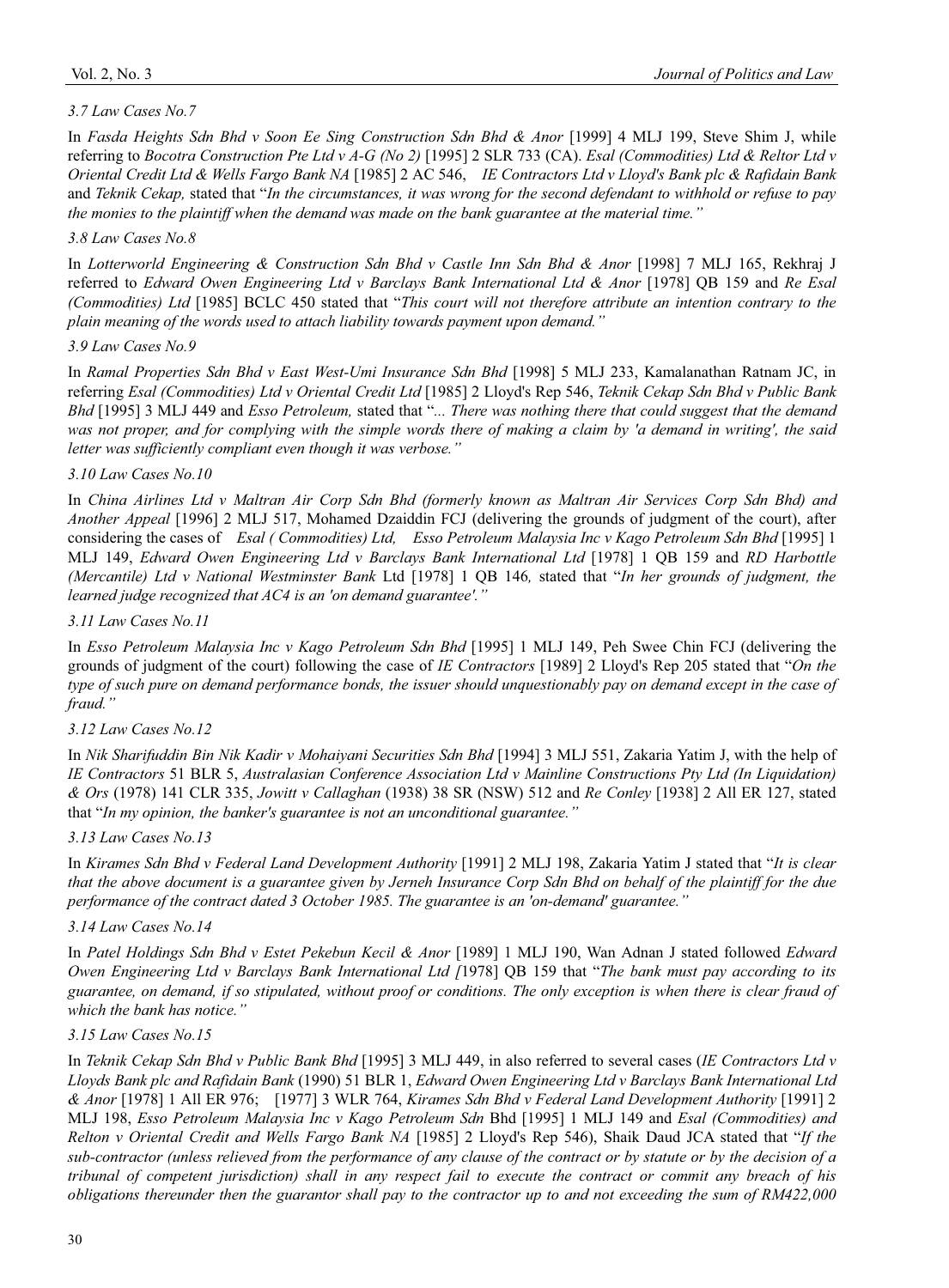### *3.7 Law Cases No.7*

In *Fasda Heights Sdn Bhd v Soon Ee Sing Construction Sdn Bhd & Anor* [1999] 4 MLJ 199, Steve Shim J, while referring to *Bocotra Construction Pte Ltd v A-G (No 2)* [1995] 2 SLR 733 (CA). *Esal (Commodities) Ltd & Reltor Ltd v Oriental Credit Ltd & Wells Fargo Bank NA* [1985] 2 AC 546, *IE Contractors Ltd v Lloyd's Bank plc & Rafidain Bank* and *Teknik Cekap,* stated that "*In the circumstances, it was wrong for the second defendant to withhold or refuse to pay the monies to the plaintiff when the demand was made on the bank guarantee at the material time.*"

### *3.8 Law Cases No.8*

In *Lotterworld Engineering & Construction Sdn Bhd v Castle Inn Sdn Bhd & Anor* [1998] 7 MLJ 165, Rekhraj J referred to *Edward Owen Engineering Ltd v Barclays Bank International Ltd & Anor* [1978] QB 159 and *Re Esal (Commodities) Ltd* [1985] BCLC 450 stated that "*This court will not therefore attribute an intention contrary to the plain meaning of the words used to attach liability towards payment upon demand.*"

### *3.9 Law Cases No.9*

In *Ramal Properties Sdn Bhd v East West-Umi Insurance Sdn Bhd* [1998] 5 MLJ 233, Kamalanathan Ratnam JC, in referring *Esal (Commodities) Ltd v Oriental Credit Ltd* [1985] 2 Lloyd's Rep 546, *Teknik Cekap Sdn Bhd v Public Bank Bhd* [1995] 3 MLJ 449 and *Esso Petroleum,* stated that "*... There was nothing there that could suggest that the demand was not proper, and for complying with the simple words there of making a claim by 'a demand in writing', the said letter was sufficiently compliant even though it was verbose.*"

### *3.10 Law Cases No.10*

In *China Airlines Ltd v Maltran Air Corp Sdn Bhd (formerly known as Maltran Air Services Corp Sdn Bhd) and Another Appeal* [1996] 2 MLJ 517, Mohamed Dzaiddin FCJ (delivering the grounds of judgment of the court), after considering the cases of *Esal ( Commodities) Ltd, Esso Petroleum Malaysia Inc v Kago Petroleum Sdn Bhd* [1995] 1 MLJ 149, *Edward Owen Engineering Ltd v Barclays Bank International Ltd* [1978] 1 QB 159 and *RD Harbottle (Mercantile) Ltd v National Westminster Bank* Ltd [1978] 1 QB 146*,* stated that "*In her grounds of judgment, the learned judge recognized that AC4 is an 'on demand guarantee'.*"

### *3.11 Law Cases No.11*

In *Esso Petroleum Malaysia Inc v Kago Petroleum Sdn Bhd* [1995] 1 MLJ 149, Peh Swee Chin FCJ (delivering the grounds of judgment of the court) following the case of *IE Contractors* [1989] 2 Lloyd's Rep 205 stated that "*On the type of such pure on demand performance bonds, the issuer should unquestionably pay on demand except in the case of fraud.*"

### *3.12 Law Cases No.12*

In *Nik Sharifuddin Bin Nik Kadir v Mohaiyani Securities Sdn Bhd* [1994] 3 MLJ 551, Zakaria Yatim J, with the help of *IE Contractors* 51 BLR 5, *Australasian Conference Association Ltd v Mainline Constructions Pty Ltd (In Liquidation) & Ors* (1978) 141 CLR 335, *Jowitt v Callaghan* (1938) 38 SR (NSW) 512 and *Re Conley* [1938] 2 All ER 127, stated that "*In my opinion, the banker's guarantee is not an unconditional guarantee.*"

### *3.13 Law Cases No.13*

In *Kirames Sdn Bhd v Federal Land Development Authority* [1991] 2 MLJ 198, Zakaria Yatim J stated that "*It is clear that the above document is a guarantee given by Jerneh Insurance Corp Sdn Bhd on behalf of the plaintiff for the due performance of the contract dated 3 October 1985. The guarantee is an 'on-demand' guarantee.*"

### *3.14 Law Cases No.14*

In *Patel Holdings Sdn Bhd v Estet Pekebun Kecil & Anor* [1989] 1 MLJ 190, Wan Adnan J stated followed *Edward Owen Engineering Ltd v Barclays Bank International Ltd [*1978] QB 159 that "*The bank must pay according to its guarantee, on demand, if so stipulated, without proof or conditions. The only exception is when there is clear fraud of which the bank has notice.*"

### *3.15 Law Cases No.15*

In *Teknik Cekap Sdn Bhd v Public Bank Bhd* [1995] 3 MLJ 449, in also referred to several cases (*IE Contractors Ltd v Lloyds Bank plc and Rafidain Bank* (1990) 51 BLR 1, *Edward Owen Engineering Ltd v Barclays Bank International Ltd & Anor* [1978] 1 All ER 976; [1977] 3 WLR 764, *Kirames Sdn Bhd v Federal Land Development Authority* [1991] 2 MLJ 198, *Esso Petroleum Malaysia Inc v Kago Petroleum Sdn* Bhd [1995] 1 MLJ 149 and *Esal (Commodities) and Relton v Oriental Credit and Wells Fargo Bank NA* [1985] 2 Lloyd's Rep 546), Shaik Daud JCA stated that "*If the sub-contractor (unless relieved from the performance of any clause of the contract or by statute or by the decision of a tribunal of competent jurisdiction) shall in any respect fail to execute the contract or commit any breach of his obligations thereunder then the guarantor shall pay to the contractor up to and not exceeding the sum of RM422,000*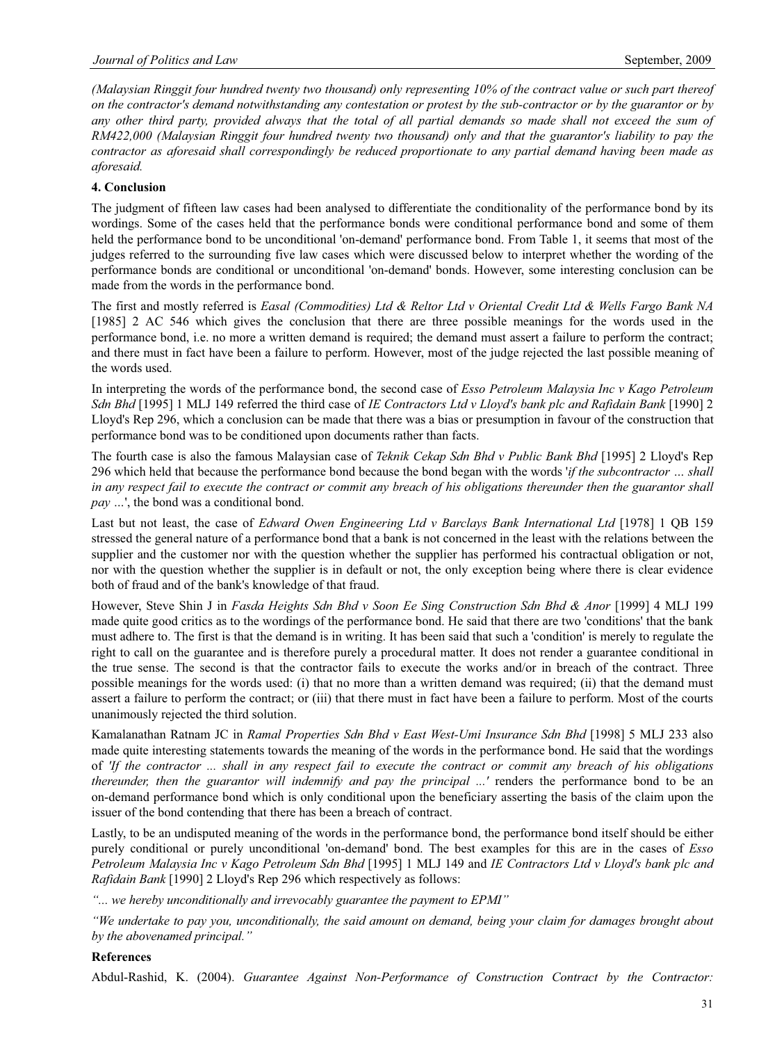*(Malaysian Ringgit four hundred twenty two thousand) only representing 10% of the contract value or such part thereof on the contractor's demand notwithstanding any contestation or protest by the sub-contractor or by the guarantor or by any other third party, provided always that the total of all partial demands so made shall not exceed the sum of RM422,000 (Malaysian Ringgit four hundred twenty two thousand) only and that the guarantor's liability to pay the contractor as aforesaid shall correspondingly be reduced proportionate to any partial demand having been made as aforesaid.*

**4. Conclusion**

The judgment of fifteen law cases had been analysed to differentiate the conditionality of the performance bond by its wordings. Some of the cases held that the performance bonds were conditional performance bond and some of them held the performance bond to be unconditional 'on-demand' performance bond. From Table 1, it seems that most of the judges referred to the surrounding five law cases which were discussed below to interpret whether the wording of the performance bonds are conditional or unconditional 'on-demand' bonds. However, some interesting conclusion can be made from the words in the performance bond.

The first and mostly referred is *Easal (Commodities) Ltd & Reltor Ltd v Oriental Credit Ltd & Wells Fargo Bank NA* [1985] 2 AC 546 which gives the conclusion that there are three possible meanings for the words used in the performance bond, i.e. no more a written demand is required; the demand must assert a failure to perform the contract; and there must in fact have been a failure to perform. However, most of the judge rejected the last possible meaning of the words used.

In interpreting the words of the performance bond, the second case of *Esso Petroleum Malaysia Inc v Kago Petroleum Sdn Bhd* [1995] 1 MLJ 149 referred the third case of *IE Contractors Ltd v Lloyd's bank plc and Rafidain Bank* [1990] 2 Lloyd's Rep 296, which a conclusion can be made that there was a bias or presumption in favour of the construction that performance bond was to be conditioned upon documents rather than facts.

The fourth case is also the famous Malaysian case of *Teknik Cekap Sdn Bhd v Public Bank Bhd* [1995] 2 Lloyd's Rep 296 which held that because the performance bond because the bond began with the words '*if the subcontractor … shall in any respect fail to execute the contract or commit any breach of his obligations thereunder then the guarantor shall pay …*', the bond was a conditional bond.

Last but not least, the case of *Edward Owen Engineering Ltd v Barclays Bank International Ltd* [1978] 1 QB 159 stressed the general nature of a performance bond that a bank is not concerned in the least with the relations between the supplier and the customer nor with the question whether the supplier has performed his contractual obligation or not, nor with the question whether the supplier is in default or not, the only exception being where there is clear evidence both of fraud and of the bank's knowledge of that fraud.

However, Steve Shin J in *Fasda Heights Sdn Bhd v Soon Ee Sing Construction Sdn Bhd & Anor* [1999] 4 MLJ 199 made quite good critics as to the wordings of the performance bond. He said that there are two 'conditions' that the bank must adhere to. The first is that the demand is in writing. It has been said that such a 'condition' is merely to regulate the right to call on the guarantee and is therefore purely a procedural matter. It does not render a guarantee conditional in the true sense. The second is that the contractor fails to execute the works and/or in breach of the contract. Three possible meanings for the words used: (i) that no more than a written demand was required; (ii) that the demand must assert a failure to perform the contract; or (iii) that there must in fact have been a failure to perform. Most of the courts unanimously rejected the third solution.

Kamalanathan Ratnam JC in *Ramal Properties Sdn Bhd v East West-Umi Insurance Sdn Bhd* [1998] 5 MLJ 233 also made quite interesting statements towards the meaning of the words in the performance bond. He said that the wordings of *'If the contractor ... shall in any respect fail to execute the contract or commit any breach of his obligations thereunder, then the guarantor will indemnify and pay the principal ...'* renders the performance bond to be an on-demand performance bond which is only conditional upon the beneficiary asserting the basis of the claim upon the issuer of the bond contending that there has been a breach of contract.

Lastly, to be an undisputed meaning of the words in the performance bond, the performance bond itself should be either purely conditional or purely unconditional 'on-demand' bond. The best examples for this are in the cases of *Esso Petroleum Malaysia Inc v Kago Petroleum Sdn Bhd* [1995] 1 MLJ 149 and *IE Contractors Ltd v Lloyd's bank plc and Rafidain Bank* [1990] 2 Lloyd's Rep 296 which respectively as follows:

*"... we hereby unconditionally and irrevocably guarantee the payment to EPMI"*

*"We undertake to pay you, unconditionally, the said amount on demand, being your claim for damages brought about by the abovenamed principal."*

**References**

Abdul-Rashid, K. (2004). *Guarantee Against Non-Performance of Construction Contract by the Contractor:*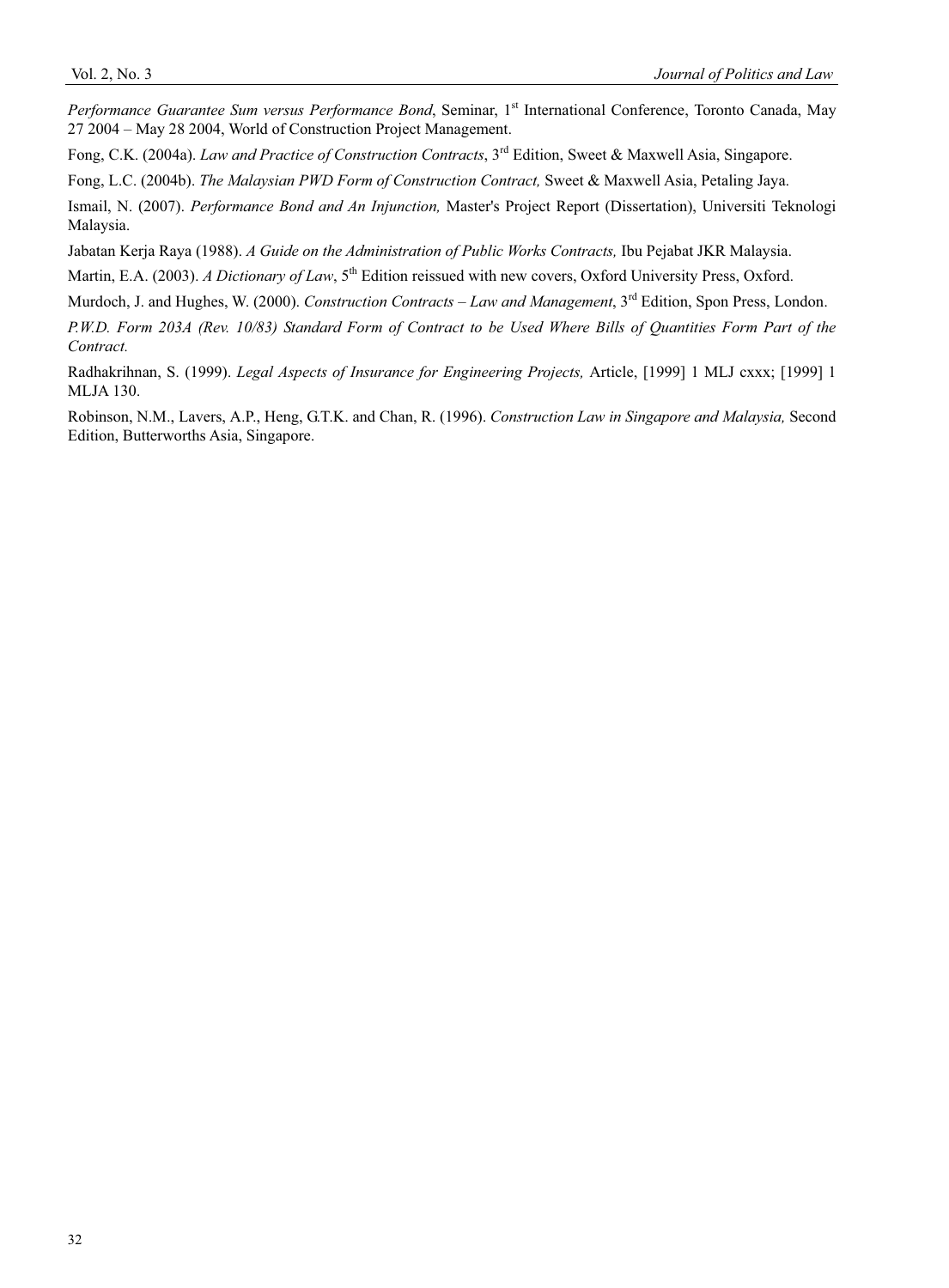*Performance Guarantee Sum versus Performance Bond*, Seminar, 1st International Conference, Toronto Canada, May 27 2004 – May 28 2004, World of Construction Project Management.

Fong, C.K. (2004a). *Law and Practice of Construction Contracts*, 3rd Edition, Sweet & Maxwell Asia, Singapore.

Fong, L.C. (2004b). *The Malaysian PWD Form of Construction Contract,* Sweet & Maxwell Asia, Petaling Jaya.

Ismail, N. (2007). *Performance Bond and An Injunction,* Master's Project Report (Dissertation), Universiti Teknologi Malaysia.

Jabatan Kerja Raya (1988). *A Guide on the Administration of Public Works Contracts,* Ibu Pejabat JKR Malaysia.

Martin, E.A. (2003). *A Dictionary of Law*, 5th Edition reissued with new covers, Oxford University Press, Oxford.

Murdoch, J. and Hughes, W. (2000). *Construction Contracts – Law and Management*, 3rd Edition, Spon Press, London.

*P.W.D. Form 203A (Rev. 10/83) Standard Form of Contract to be Used Where Bills of Quantities Form Part of the Contract.*

Radhakrihnan, S. (1999). *Legal Aspects of Insurance for Engineering Projects,* Article, [1999] 1 MLJ cxxx; [1999] 1 MLJA 130.

Robinson, N.M., Lavers, A.P., Heng, G.T.K. and Chan, R. (1996). *Construction Law in Singapore and Malaysia,* Second Edition, Butterworths Asia, Singapore.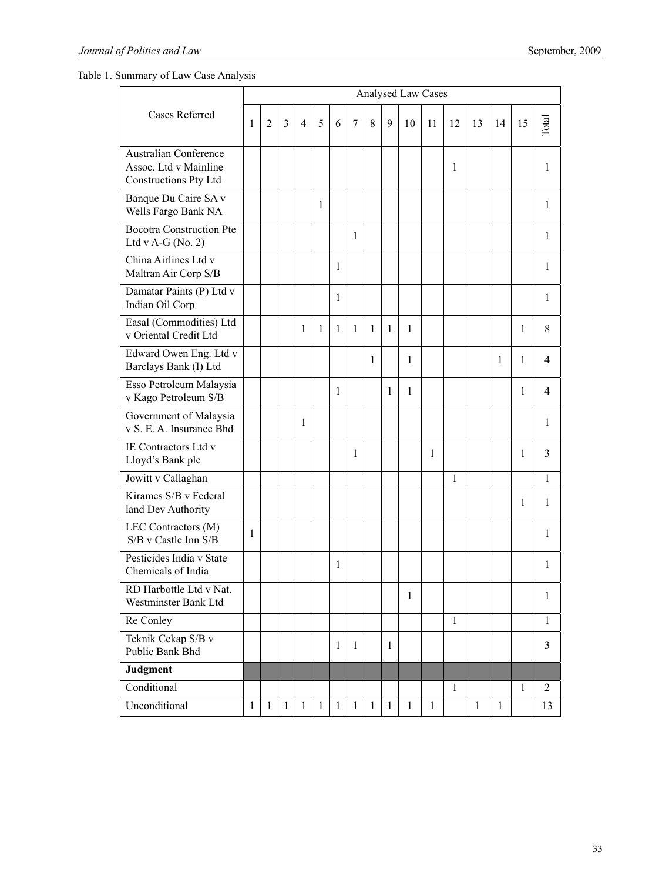Table 1. Summary of Law Case Analysis

| Cases Referred | Analysed Law Cases | | | | | | | | | | | | | | | |
|---|---|---|---|---|---|---|---|---|---|---|---|---|---|---|---|---|
| | 1 | 2 | 3 | 4 | 5 | 6 | 7 | 8 | 9 | 10 | 11 | 12 | 13 | 14 | 15 | Total |
| Australian Conference Assoc. Ltd v Mainline Constructions Pty Ltd | | | | | | | | | | | | 1 | | | | 1 |
| Banque Du Caire SA v Wells Fargo Bank NA | | | | | 1 | | | | | | | | | | | 1 |
| Bocotra Construction Pte Ltd v A-G (No. 2) | | | | | | | 1 | | | | | | | | | 1 |
| China Airlines Ltd v Maltran Air Corp S/B | | | | | | 1 | | | | | | | | | | 1 |
| Damatar Paints (P) Ltd v Indian Oil Corp | | | | | | 1 | | | | | | | | | | 1 |
| Easal (Commodities) Ltd v Oriental Credit Ltd | | | | 1 | 1 | 1 | 1 | 1 | 1 | 1 | | | | | 1 | 8 |
| Edward Owen Eng. Ltd v Barclays Bank (I) Ltd | | | | | | | | 1 | | 1 | | | | 1 | 1 | 4 |
| Esso Petroleum Malaysia v Kago Petroleum S/B | | | | | | 1 | | | 1 | 1 | | | | | 1 | 4 |
| Government of Malaysia v S. E. A. Insurance Bhd | | | | 1 | | | | | | | | | | | | 1 |
| IE Contractors Ltd v Lloyd's Bank plc | | | | | | | 1 | | | | 1 | | | | 1 | 3 |
| Jowitt v Callaghan | | | | | | | | | | | | 1 | | | | 1 |
| Kirames S/B v Federal land Dev Authority | | | | | | | | | | | | | | | 1 | 1 |
| LEC Contractors (M) S/B v Castle Inn S/B | 1 | | | | | | | | | | | | | | | 1 |
| Pesticides India v State Chemicals of India | | | | | | 1 | | | | | | | | | | 1 |
| RD Harbottle Ltd v Nat. Westminster Bank Ltd | | | | | | | | | | 1 | | | | | | 1 |
| Re Conley | | | | | | | | | | | | 1 | | | | 1 |
| Teknik Cekap S/B v Public Bank Bhd | | | | | | 1 | 1 | | 1 | | | | | | | 3 |
| **Judgment** | | | | | | | | | | | | | | | | |
| Conditional | | | | | | | | | | | | 1 | | | 1 | 2 |
| Unconditional | 1 | 1 | 1 | 1 | 1 | 1 | 1 | 1 | 1 | 1 | 1 | | 1 | 1 | | 13 |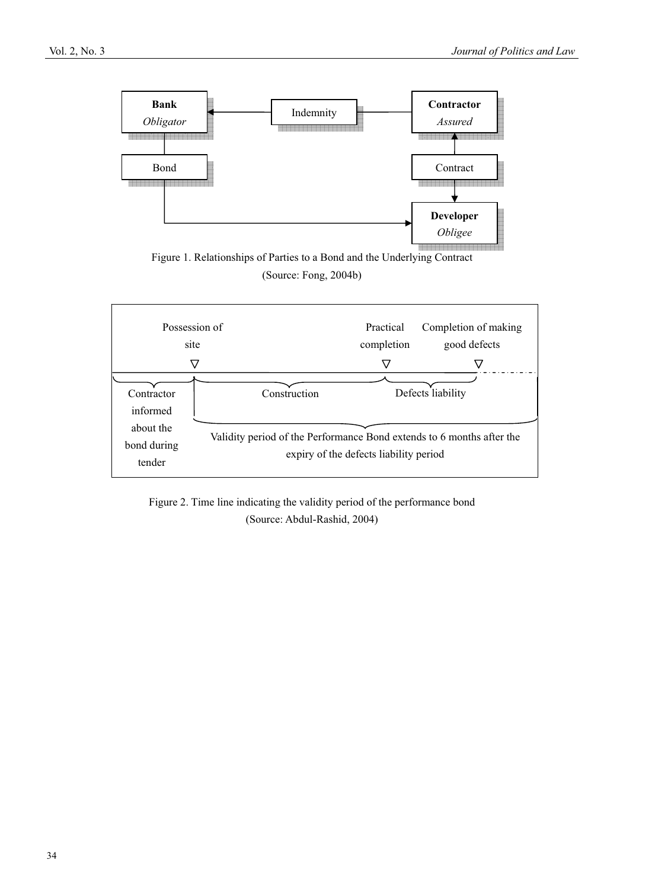Bank

*Obligator*

Indemnity

Contractor

*Assured*

Bond

Contract

Developer

*Obligee*

Figure 1. Relationships of Parties to a Bond and the Underlying Contract

(Source: Fong, 2004b)

Possession of site

Practical completion

Completion of making good defects

Contractor informed about the bond during tender

Construction

Defects liability

Validity period of the Performance Bond extends to 6 months after the expiry of the defects liability period

Figure 2. Time line indicating the validity period of the performance bond

(Source: Abdul-Rashid, 2004)